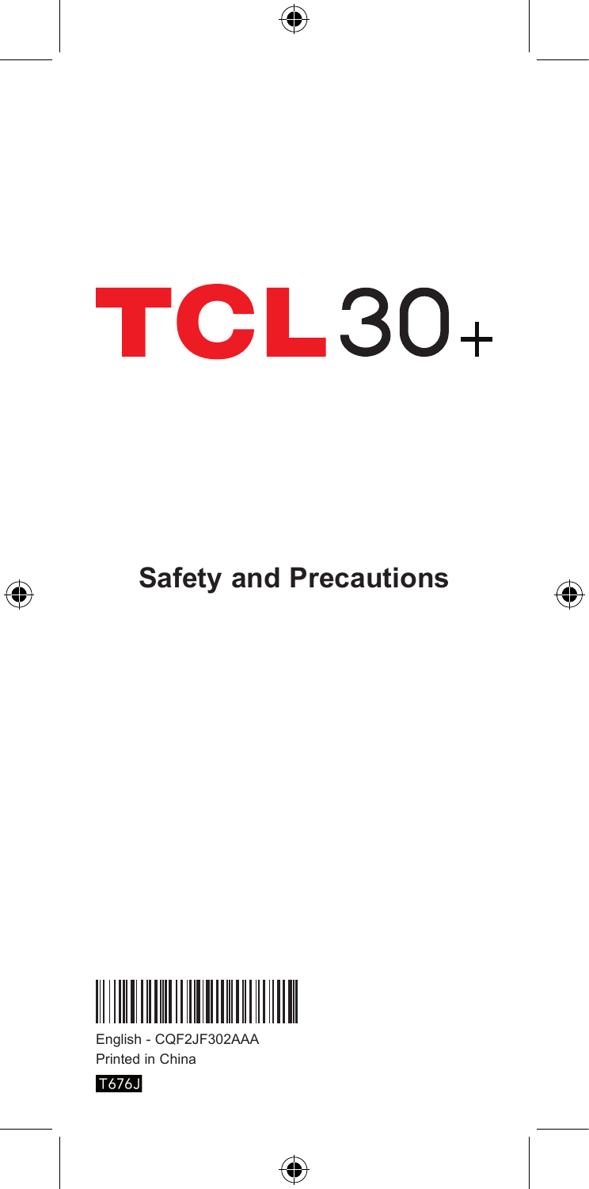# TCL 30+

## Safety and Precautions

English - CQF2JF302AAA

Printed in China

T676J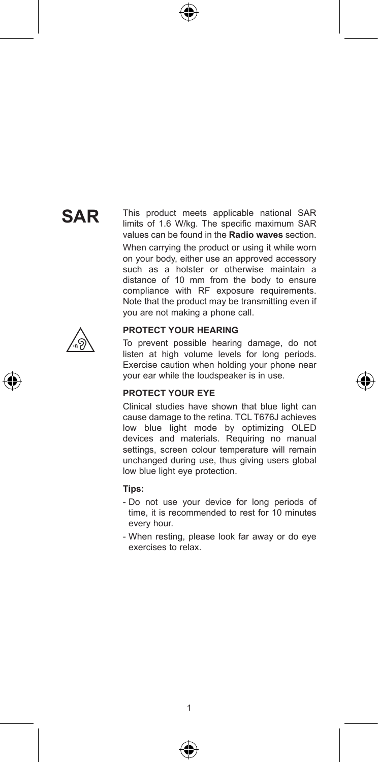## SAR

This product meets applicable national SAR limits of 1.6 W/kg. The specific maximum SAR values can be found in the **Radio waves** section.

When carrying the product or using it while worn on your body, either use an approved accessory such as a holster or otherwise maintain a distance of 10 mm from the body to ensure compliance with RF exposure requirements. Note that the product may be transmitting even if you are not making a phone call.

### PROTECT YOUR HEARING

To prevent possible hearing damage, do not listen at high volume levels for long periods. Exercise caution when holding your phone near your ear while the loudspeaker is in use.

### PROTECT YOUR EYE

Clinical studies have shown that blue light can cause damage to the retina. TCL T676J achieves low blue light mode by optimizing OLED devices and materials. Requiring no manual settings, screen colour temperature will remain unchanged during use, thus giving users global low blue light eye protection.

**Tips:**

- Do not use your device for long periods of time, it is recommended to rest for 10 minutes every hour.
- When resting, please look far away or do eye exercises to relax.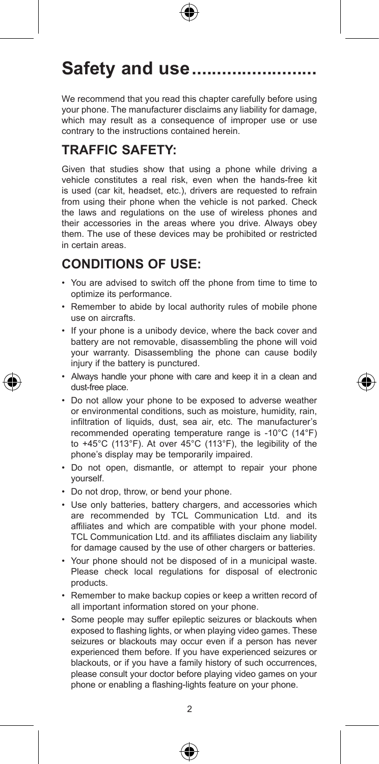# Safety and use........................

We recommend that you read this chapter carefully before using your phone. The manufacturer disclaims any liability for damage, which may result as a consequence of improper use or use contrary to the instructions contained herein.

## TRAFFIC SAFETY:

Given that studies show that using a phone while driving a vehicle constitutes a real risk, even when the hands-free kit is used (car kit, headset, etc.), drivers are requested to refrain from using their phone when the vehicle is not parked. Check the laws and regulations on the use of wireless phones and their accessories in the areas where you drive. Always obey them. The use of these devices may be prohibited or restricted in certain areas.

## CONDITIONS OF USE:

- You are advised to switch off the phone from time to time to optimize its performance.
- Remember to abide by local authority rules of mobile phone use on aircrafts.
- If your phone is a unibody device, where the back cover and battery are not removable, disassembling the phone will void your warranty. Disassembling the phone can cause bodily injury if the battery is punctured.
- Always handle your phone with care and keep it in a clean and dust-free place.
- Do not allow your phone to be exposed to adverse weather or environmental conditions, such as moisture, humidity, rain, infiltration of liquids, dust, sea air, etc. The manufacturer's recommended operating temperature range is -10°C (14°F) to +45°C (113°F). At over 45°C (113°F), the legibility of the phone's display may be temporarily impaired.
- Do not open, dismantle, or attempt to repair your phone yourself.
- Do not drop, throw, or bend your phone.
- Use only batteries, battery chargers, and accessories which are recommended by TCL Communication Ltd. and its affiliates and which are compatible with your phone model. TCL Communication Ltd. and its affiliates disclaim any liability for damage caused by the use of other chargers or batteries.
- Your phone should not be disposed of in a municipal waste. Please check local regulations for disposal of electronic products.
- Remember to make backup copies or keep a written record of all important information stored on your phone.
- Some people may suffer epileptic seizures or blackouts when exposed to flashing lights, or when playing video games. These seizures or blackouts may occur even if a person has never experienced them before. If you have experienced seizures or blackouts, or if you have a family history of such occurrences, please consult your doctor before playing video games on your phone or enabling a flashing-lights feature on your phone.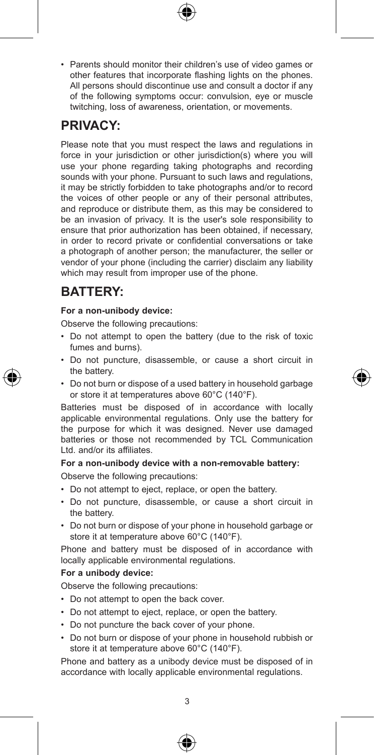- Parents should monitor their children's use of video games or other features that incorporate flashing lights on the phones. All persons should discontinue use and consult a doctor if any of the following symptoms occur: convulsion, eye or muscle twitching, loss of awareness, orientation, or movements.

## PRIVACY:

Please note that you must respect the laws and regulations in force in your jurisdiction or other jurisdiction(s) where you will use your phone regarding taking photographs and recording sounds with your phone. Pursuant to such laws and regulations, it may be strictly forbidden to take photographs and/or to record the voices of other people or any of their personal attributes, and reproduce or distribute them, as this may be considered to be an invasion of privacy. It is the user's sole responsibility to ensure that prior authorization has been obtained, if necessary, in order to record private or confidential conversations or take a photograph of another person; the manufacturer, the seller or vendor of your phone (including the carrier) disclaim any liability which may result from improper use of the phone.

## BATTERY:

**For a non-unibody device:**

Observe the following precautions:

- Do not attempt to open the battery (due to the risk of toxic fumes and burns).
- Do not puncture, disassemble, or cause a short circuit in the battery.
- Do not burn or dispose of a used battery in household garbage or store it at temperatures above 60°C (140°F).

Batteries must be disposed of in accordance with locally applicable environmental regulations. Only use the battery for the purpose for which it was designed. Never use damaged batteries or those not recommended by TCL Communication Ltd. and/or its affiliates.

**For a non-unibody device with a non-removable battery:**

Observe the following precautions:

- Do not attempt to eject, replace, or open the battery.
- Do not puncture, disassemble, or cause a short circuit in the battery.
- Do not burn or dispose of your phone in household garbage or store it at temperature above 60°C (140°F).

Phone and battery must be disposed of in accordance with locally applicable environmental regulations.

**For a unibody device:**

Observe the following precautions:

- Do not attempt to open the back cover.
- Do not attempt to eject, replace, or open the battery.
- Do not puncture the back cover of your phone.
- Do not burn or dispose of your phone in household rubbish or store it at temperature above 60°C (140°F).

Phone and battery as a unibody device must be disposed of in accordance with locally applicable environmental regulations.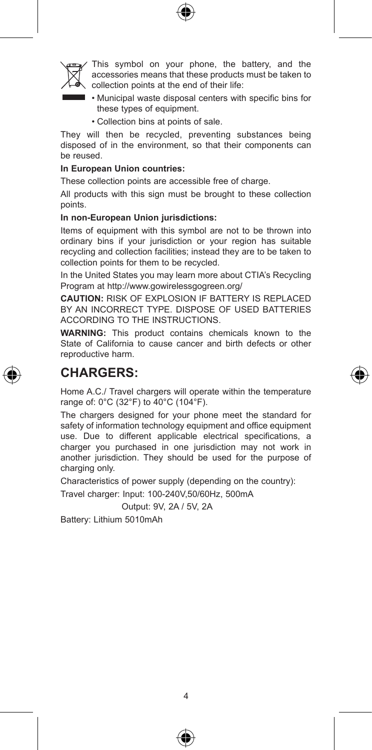This symbol on your phone, the battery, and the accessories means that these products must be taken to collection points at the end of their life:

- Municipal waste disposal centers with specific bins for these types of equipment.
- Collection bins at points of sale.

They will then be recycled, preventing substances being disposed of in the environment, so that their components can be reused.

**In European Union countries:**

These collection points are accessible free of charge.

All products with this sign must be brought to these collection points.

**In non-European Union jurisdictions:**

Items of equipment with this symbol are not to be thrown into ordinary bins if your jurisdiction or your region has suitable recycling and collection facilities; instead they are to be taken to collection points for them to be recycled.

In the United States you may learn more about CTIA's Recycling Program at http://www.gowirelessgogreen.org/

**CAUTION:** RISK OF EXPLOSION IF BATTERY IS REPLACED BY AN INCORRECT TYPE. DISPOSE OF USED BATTERIES ACCORDING TO THE INSTRUCTIONS.

**WARNING:** This product contains chemicals known to the State of California to cause cancer and birth defects or other reproductive harm.

# CHARGERS:

Home A.C./ Travel chargers will operate within the temperature range of: 0°C (32°F) to 40°C (104°F).

The chargers designed for your phone meet the standard for safety of information technology equipment and office equipment use. Due to different applicable electrical specifications, a charger you purchased in one jurisdiction may not work in another jurisdiction. They should be used for the purpose of charging only.

Characteristics of power supply (depending on the country):

Travel charger: Input: 100-240V,50/60Hz, 500mA

Output: 9V, 2A / 5V, 2A

Battery: Lithium 5010mAh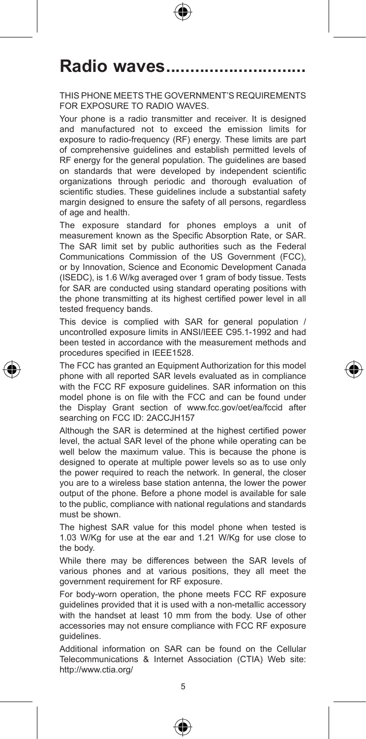# Radio waves............................

THIS PHONE MEETS THE GOVERNMENT'S REQUIREMENTS FOR EXPOSURE TO RADIO WAVES.

Your phone is a radio transmitter and receiver. It is designed and manufactured not to exceed the emission limits for exposure to radio-frequency (RF) energy. These limits are part of comprehensive guidelines and establish permitted levels of RF energy for the general population. The guidelines are based on standards that were developed by independent scientific organizations through periodic and thorough evaluation of scientific studies. These guidelines include a substantial safety margin designed to ensure the safety of all persons, regardless of age and health.

The exposure standard for phones employs a unit of measurement known as the Specific Absorption Rate, or SAR. The SAR limit set by public authorities such as the Federal Communications Commission of the US Government (FCC), or by Innovation, Science and Economic Development Canada (ISEDC), is 1.6 W/kg averaged over 1 gram of body tissue. Tests for SAR are conducted using standard operating positions with the phone transmitting at its highest certified power level in all tested frequency bands.

This device is complied with SAR for general population / uncontrolled exposure limits in ANSI/IEEE C95.1-1992 and had been tested in accordance with the measurement methods and procedures specified in IEEE1528.

The FCC has granted an Equipment Authorization for this model phone with all reported SAR levels evaluated as in compliance with the FCC RF exposure guidelines. SAR information on this model phone is on file with the FCC and can be found under the Display Grant section of www.fcc.gov/oet/ea/fccid after searching on FCC ID: 2ACCJH157

Although the SAR is determined at the highest certified power level, the actual SAR level of the phone while operating can be well below the maximum value. This is because the phone is designed to operate at multiple power levels so as to use only the power required to reach the network. In general, the closer you are to a wireless base station antenna, the lower the power output of the phone. Before a phone model is available for sale to the public, compliance with national regulations and standards must be shown.

The highest SAR value for this model phone when tested is 1.03 W/Kg for use at the ear and 1.21 W/Kg for use close to the body.

While there may be differences between the SAR levels of various phones and at various positions, they all meet the government requirement for RF exposure.

For body-worn operation, the phone meets FCC RF exposure guidelines provided that it is used with a non-metallic accessory with the handset at least 10 mm from the body. Use of other accessories may not ensure compliance with FCC RF exposure guidelines.

Additional information on SAR can be found on the Cellular Telecommunications & Internet Association (CTIA) Web site: http://www.ctia.org/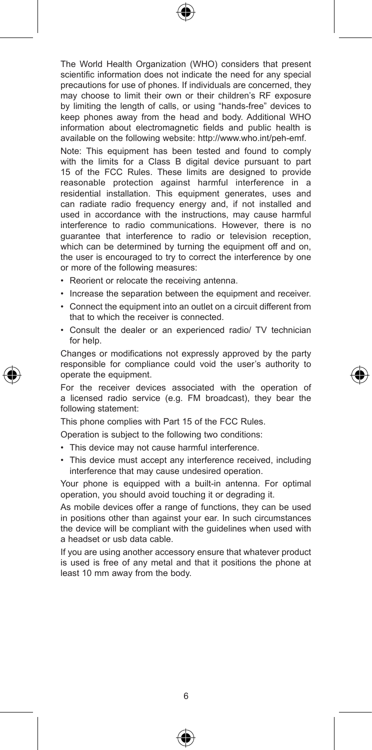The World Health Organization (WHO) considers that present scientific information does not indicate the need for any special precautions for use of phones. If individuals are concerned, they may choose to limit their own or their children's RF exposure by limiting the length of calls, or using "hands-free" devices to keep phones away from the head and body. Additional WHO information about electromagnetic fields and public health is available on the following website: http://www.who.int/peh-emf.

Note: This equipment has been tested and found to comply with the limits for a Class B digital device pursuant to part 15 of the FCC Rules. These limits are designed to provide reasonable protection against harmful interference in a residential installation. This equipment generates, uses and can radiate radio frequency energy and, if not installed and used in accordance with the instructions, may cause harmful interference to radio communications. However, there is no guarantee that interference to radio or television reception, which can be determined by turning the equipment off and on, the user is encouraged to try to correct the interference by one or more of the following measures:

- Reorient or relocate the receiving antenna.
- Increase the separation between the equipment and receiver.
- Connect the equipment into an outlet on a circuit different from that to which the receiver is connected.
- Consult the dealer or an experienced radio/ TV technician for help.

Changes or modifications not expressly approved by the party responsible for compliance could void the user's authority to operate the equipment.

For the receiver devices associated with the operation of a licensed radio service (e.g. FM broadcast), they bear the following statement:

This phone complies with Part 15 of the FCC Rules.

Operation is subject to the following two conditions:

- This device may not cause harmful interference.
- This device must accept any interference received, including interference that may cause undesired operation.

Your phone is equipped with a built-in antenna. For optimal operation, you should avoid touching it or degrading it.

As mobile devices offer a range of functions, they can be used in positions other than against your ear. In such circumstances the device will be compliant with the guidelines when used with a headset or usb data cable.

If you are using another accessory ensure that whatever product is used is free of any metal and that it positions the phone at least 10 mm away from the body.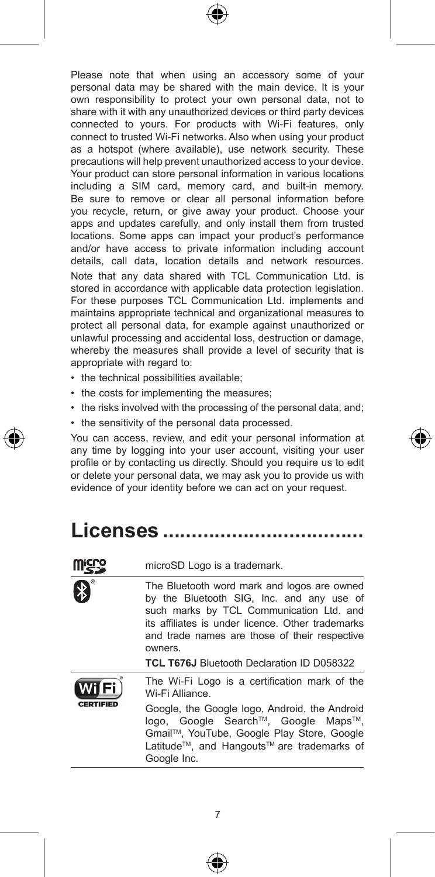Please note that when using an accessory some of your personal data may be shared with the main device. It is your own responsibility to protect your own personal data, not to share with it with any unauthorized devices or third party devices connected to yours. For products with Wi-Fi features, only connect to trusted Wi-Fi networks. Also when using your product as a hotspot (where available), use network security. These precautions will help prevent unauthorized access to your device. Your product can store personal information in various locations including a SIM card, memory card, and built-in memory. Be sure to remove or clear all personal information before you recycle, return, or give away your product. Choose your apps and updates carefully, and only install them from trusted locations. Some apps can impact your product's performance and/or have access to private information including account details, call data, location details and network resources.

Note that any data shared with TCL Communication Ltd. is stored in accordance with applicable data protection legislation. For these purposes TCL Communication Ltd. implements and maintains appropriate technical and organizational measures to protect all personal data, for example against unauthorized or unlawful processing and accidental loss, destruction or damage, whereby the measures shall provide a level of security that is appropriate with regard to:

- the technical possibilities available;
- the costs for implementing the measures;
- the risks involved with the processing of the personal data, and;
- the sensitivity of the personal data processed.

You can access, review, and edit your personal information at any time by logging into your user account, visiting your user profile or by contacting us directly. Should you require us to edit or delete your personal data, we may ask you to provide us with evidence of your identity before we can act on your request.

# Licenses ..................................

| | |
|---|---|
| microSD | microSD Logo is a trademark. |
| Bluetooth | The Bluetooth word mark and logos are owned by the Bluetooth SIG, Inc. and any use of such marks by TCL Communication Ltd. and its affiliates is under licence. Other trademarks and trade names are those of their respective owners.<br><br>**TCL T676J** Bluetooth Declaration ID D058322 |
| Wi-Fi CERTIFIED | The Wi-Fi Logo is a certification mark of the Wi-Fi Alliance.<br><br>Google, the Google logo, Android, the Android logo, Google Search™, Google Maps™, Gmail™, YouTube, Google Play Store, Google Latitude™, and Hangouts™ are trademarks of Google Inc. |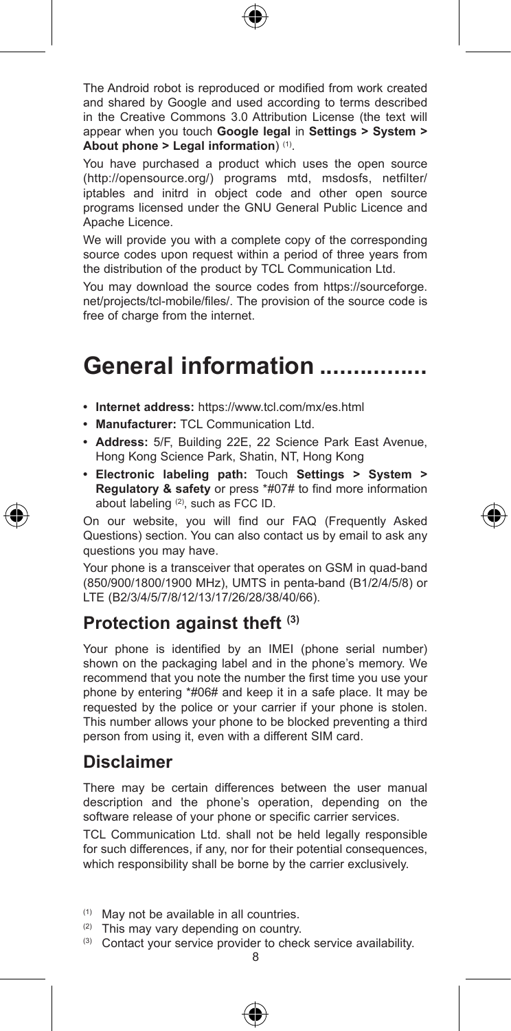The Android robot is reproduced or modified from work created and shared by Google and used according to terms described in the Creative Commons 3.0 Attribution License (the text will appear when you touch **Google legal** in **Settings > System > About phone > Legal information**) [(1)].

You have purchased a product which uses the open source (http://opensource.org/) programs mtd, msdosfs, netfilter/iptables and initrd in object code and other open source programs licensed under the GNU General Public Licence and Apache Licence.

We will provide you with a complete copy of the corresponding source codes upon request within a period of three years from the distribution of the product by TCL Communication Ltd.

You may download the source codes from https://sourceforge.net/projects/tcl-mobile/files/. The provision of the source code is free of charge from the internet.

# General information ................

- **Internet address:** https://www.tcl.com/mx/es.html
- **Manufacturer:** TCL Communication Ltd.
- **Address:** 5/F, Building 22E, 22 Science Park East Avenue, Hong Kong Science Park, Shatin, NT, Hong Kong
- **Electronic labeling path:** Touch **Settings > System > Regulatory & safety** or press *#07# to find more information about labeling [(2)], such as FCC ID.

On our website, you will find our FAQ (Frequently Asked Questions) section. You can also contact us by email to ask any questions you may have.

Your phone is a transceiver that operates on GSM in quad-band (850/900/1800/1900 MHz), UMTS in penta-band (B1/2/4/5/8) or LTE (B2/3/4/5/7/8/12/13/17/26/28/38/40/66).

## Protection against theft [(3)]

Your phone is identified by an IMEI (phone serial number) shown on the packaging label and in the phone's memory. We recommend that you note the number the first time you use your phone by entering *#06# and keep it in a safe place. It may be requested by the police or your carrier if your phone is stolen. This number allows your phone to be blocked preventing a third person from using it, even with a different SIM card.

## Disclaimer

There may be certain differences between the user manual description and the phone's operation, depending on the software release of your phone or specific carrier services.

TCL Communication Ltd. shall not be held legally responsible for such differences, if any, nor for their potential consequences, which responsibility shall be borne by the carrier exclusively.

[(1)] May not be available in all countries.
[(2)] This may vary depending on country.
[(3)] Contact your service provider to check service availability.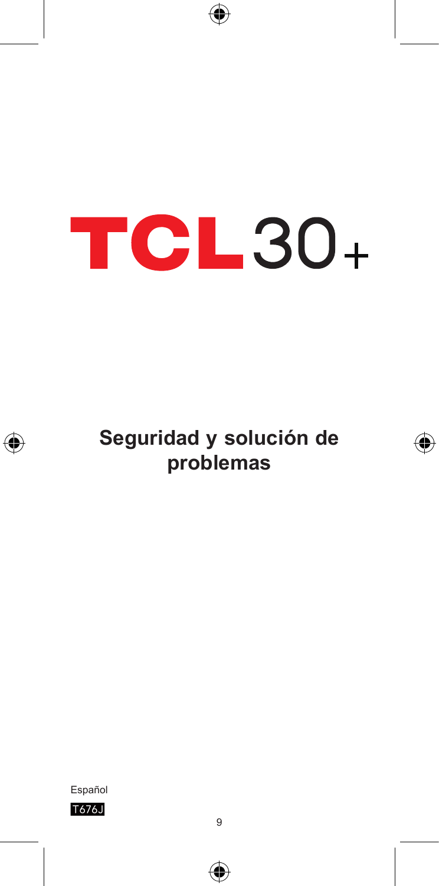# TCL 30+

## Seguridad y solución de problemas

Español

T676J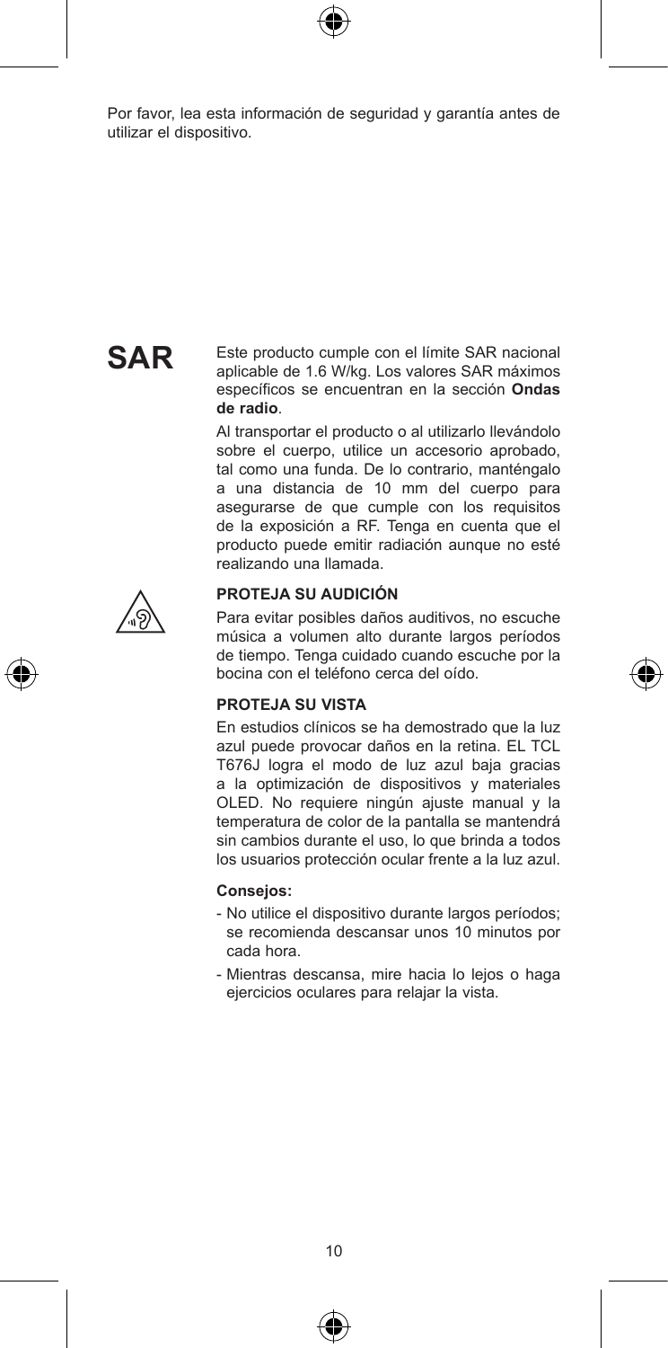Por favor, lea esta información de seguridad y garantía antes de utilizar el dispositivo.

**SAR**

Este producto cumple con el límite SAR nacional aplicable de 1.6 W/kg. Los valores SAR máximos específicos se encuentran en la sección **Ondas de radio**.

Al transportar el producto o al utilizarlo llevándolo sobre el cuerpo, utilice un accesorio aprobado, tal como una funda. De lo contrario, manténgalo a una distancia de 10 mm del cuerpo para asegurarse de que cumple con los requisitos de la exposición a RF. Tenga en cuenta que el producto puede emitir radiación aunque no esté realizando una llamada.

**PROTEJA SU AUDICIÓN**

Para evitar posibles daños auditivos, no escuche música a volumen alto durante largos períodos de tiempo. Tenga cuidado cuando escuche por la bocina con el teléfono cerca del oído.

**PROTEJA SU VISTA**

En estudios clínicos se ha demostrado que la luz azul puede provocar daños en la retina. EL TCL T676J logra el modo de luz azul baja gracias a la optimización de dispositivos y materiales OLED. No requiere ningún ajuste manual y la temperatura de color de la pantalla se mantendrá sin cambios durante el uso, lo que brinda a todos los usuarios protección ocular frente a la luz azul.

**Consejos:**

- No utilice el dispositivo durante largos períodos; se recomienda descansar unos 10 minutos por cada hora.
- Mientras descansa, mire hacia lo lejos o haga ejercicios oculares para relajar la vista.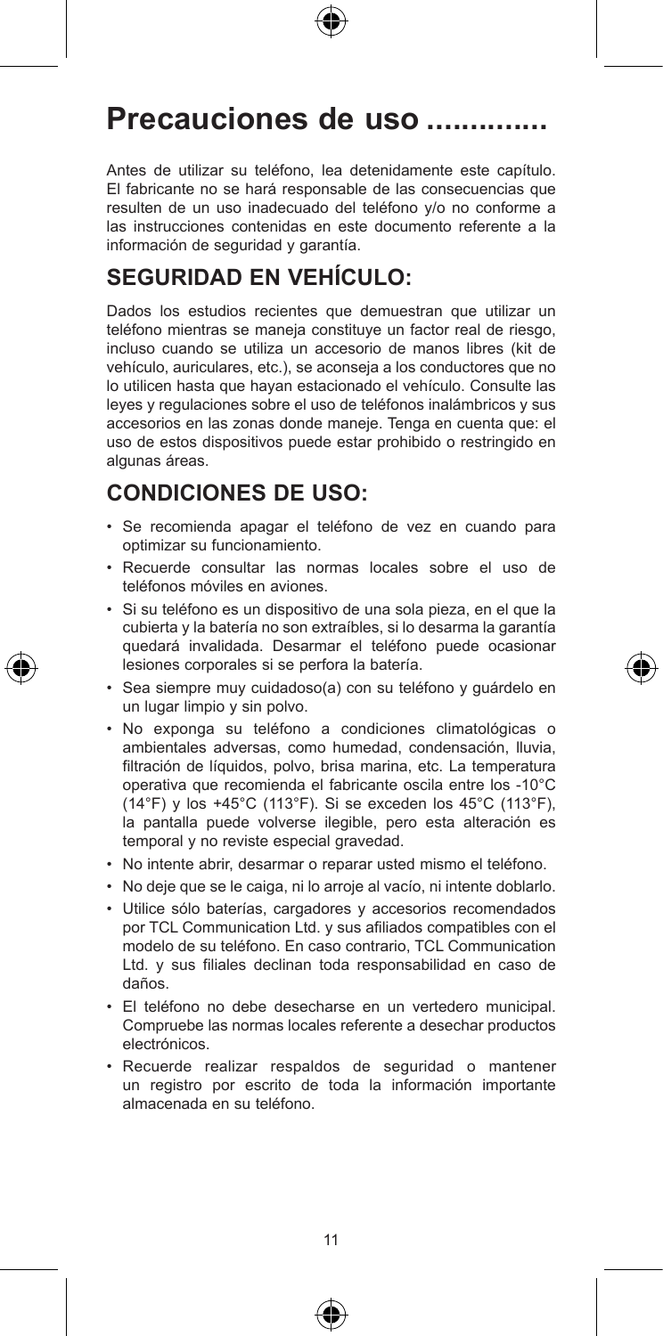# Precauciones de uso ..............

Antes de utilizar su teléfono, lea detenidamente este capítulo. El fabricante no se hará responsable de las consecuencias que resulten de un uso inadecuado del teléfono y/o no conforme a las instrucciones contenidas en este documento referente a la información de seguridad y garantía.

## SEGURIDAD EN VEHÍCULO:

Dados los estudios recientes que demuestran que utilizar un teléfono mientras se maneja constituye un factor real de riesgo, incluso cuando se utiliza un accesorio de manos libres (kit de vehículo, auriculares, etc.), se aconseja a los conductores que no lo utilicen hasta que hayan estacionado el vehículo. Consulte las leyes y regulaciones sobre el uso de teléfonos inalámbricos y sus accesorios en las zonas donde maneje. Tenga en cuenta que: el uso de estos dispositivos puede estar prohibido o restringido en algunas áreas.

## CONDICIONES DE USO:

- Se recomienda apagar el teléfono de vez en cuando para optimizar su funcionamiento.
- Recuerde consultar las normas locales sobre el uso de teléfonos móviles en aviones.
- Si su teléfono es un dispositivo de una sola pieza, en el que la cubierta y la batería no son extraíbles, si lo desarma la garantía quedará invalidada. Desarmar el teléfono puede ocasionar lesiones corporales si se perfora la batería.
- Sea siempre muy cuidadoso(a) con su teléfono y guárdelo en un lugar limpio y sin polvo.
- No exponga su teléfono a condiciones climatológicas o ambientales adversas, como humedad, condensación, lluvia, filtración de líquidos, polvo, brisa marina, etc. La temperatura operativa que recomienda el fabricante oscila entre los -10°C (14°F) y los +45°C (113°F). Si se exceden los 45°C (113°F), la pantalla puede volverse ilegible, pero esta alteración es temporal y no reviste especial gravedad.
- No intente abrir, desarmar o reparar usted mismo el teléfono.
- No deje que se le caiga, ni lo arroje al vacío, ni intente doblarlo.
- Utilice sólo baterías, cargadores y accesorios recomendados por TCL Communication Ltd. y sus afiliados compatibles con el modelo de su teléfono. En caso contrario, TCL Communication Ltd. y sus filiales declinan toda responsabilidad en caso de daños.
- El teléfono no debe desecharse en un vertedero municipal. Compruebe las normas locales referente a desechar productos electrónicos.
- Recuerde realizar respaldos de seguridad o mantener un registro por escrito de toda la información importante almacenada en su teléfono.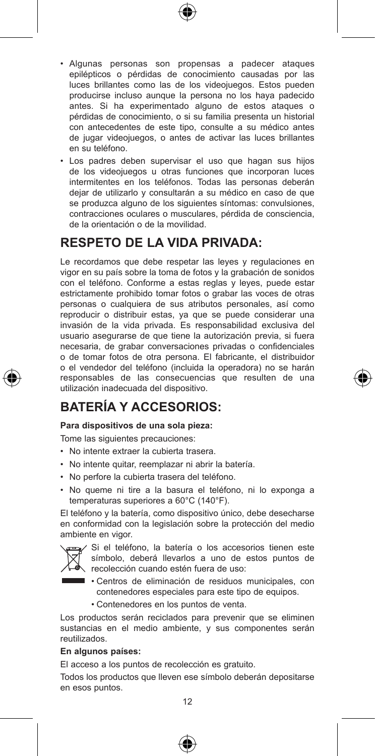- Algunas personas son propensas a padecer ataques epilépticos o pérdidas de conocimiento causadas por las luces brillantes como las de los videojuegos. Estos pueden producirse incluso aunque la persona no los haya padecido antes. Si ha experimentado alguno de estos ataques o pérdidas de conocimiento, o si su familia presenta un historial con antecedentes de este tipo, consulte a su médico antes de jugar videojuegos, o antes de activar las luces brillantes en su teléfono.
- Los padres deben supervisar el uso que hagan sus hijos de los videojuegos u otras funciones que incorporan luces intermitentes en los teléfonos. Todas las personas deberán dejar de utilizarlo y consultarán a su médico en caso de que se produzca alguno de los siguientes síntomas: convulsiones, contracciones oculares o musculares, pérdida de consciencia, de la orientación o de la movilidad.

## RESPETO DE LA VIDA PRIVADA:

Le recordamos que debe respetar las leyes y regulaciones en vigor en su país sobre la toma de fotos y la grabación de sonidos con el teléfono. Conforme a estas reglas y leyes, puede estar estrictamente prohibido tomar fotos o grabar las voces de otras personas o cualquiera de sus atributos personales, así como reproducir o distribuir estas, ya que se puede considerar una invasión de la vida privada. Es responsabilidad exclusiva del usuario asegurarse de que tiene la autorización previa, si fuera necesaria, de grabar conversaciones privadas o confidenciales o de tomar fotos de otra persona. El fabricante, el distribuidor o el vendedor del teléfono (incluida la operadora) no se harán responsables de las consecuencias que resulten de una utilización inadecuada del dispositivo.

## BATERÍA Y ACCESORIOS:

**Para dispositivos de una sola pieza:**

Tome las siguientes precauciones:

- No intente extraer la cubierta trasera.
- No intente quitar, reemplazar ni abrir la batería.
- No perfore la cubierta trasera del teléfono.
- No queme ni tire a la basura el teléfono, ni lo exponga a temperaturas superiores a 60°C (140°F).

El teléfono y la batería, como dispositivo único, debe desecharse en conformidad con la legislación sobre la protección del medio ambiente en vigor.

Si el teléfono, la batería o los accesorios tienen este símbolo, deberá llevarlos a uno de estos puntos de recolección cuando estén fuera de uso:

- Centros de eliminación de residuos municipales, con contenedores especiales para este tipo de equipos.
- Contenedores en los puntos de venta.

Los productos serán reciclados para prevenir que se eliminen sustancias en el medio ambiente, y sus componentes serán reutilizados.

**En algunos países:**

El acceso a los puntos de recolección es gratuito.

Todos los productos que lleven ese símbolo deberán depositarse en esos puntos.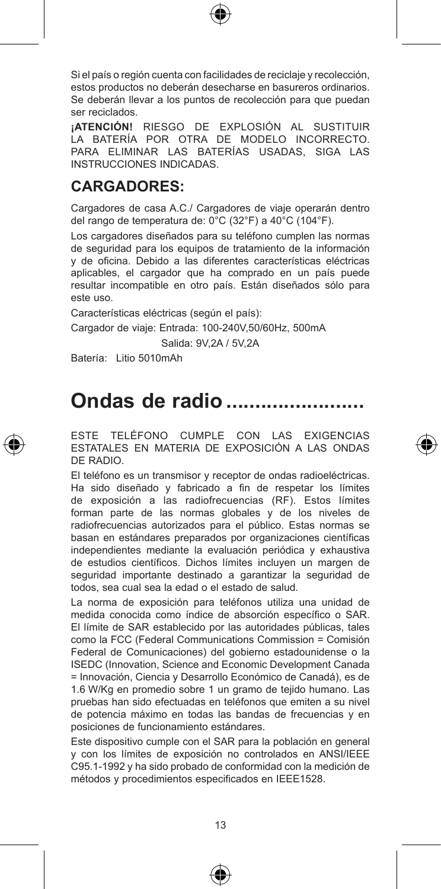Si el país o región cuenta con facilidades de reciclaje y recolección, estos productos no deberán desecharse en basureros ordinarios. Se deberán llevar a los puntos de recolección para que puedan ser reciclados.

**¡ATENCIÓN!** RIESGO DE EXPLOSIÓN AL SUSTITUIR LA BATERÍA POR OTRA DE MODELO INCORRECTO. PARA ELIMINAR LAS BATERÍAS USADAS, SIGA LAS INSTRUCCIONES INDICADAS.

## CARGADORES:

Cargadores de casa A.C./ Cargadores de viaje operarán dentro del rango de temperatura de: 0°C (32°F) a 40°C (104°F).

Los cargadores diseñados para su teléfono cumplen las normas de seguridad para los equipos de tratamiento de la información y de oficina. Debido a las diferentes características eléctricas aplicables, el cargador que ha comprado en un país puede resultar incompatible en otro país. Están diseñados sólo para este uso.

Características eléctricas (según el país):

Cargador de viaje: Entrada: 100-240V,50/60Hz, 500mA

Salida: 9V,2A / 5V,2A

Batería: Litio 5010mAh

# Ondas de radio ........................

ESTE TELÉFONO CUMPLE CON LAS EXIGENCIAS ESTATALES EN MATERIA DE EXPOSICIÓN A LAS ONDAS DE RADIO.

El teléfono es un transmisor y receptor de ondas radioeléctricas. Ha sido diseñado y fabricado a fin de respetar los límites de exposición a las radiofrecuencias (RF). Estos límites forman parte de las normas globales y de los niveles de radiofrecuencias autorizados para el público. Estas normas se basan en estándares preparados por organizaciones científicas independientes mediante la evaluación periódica y exhaustiva de estudios científicos. Dichos límites incluyen un margen de seguridad importante destinado a garantizar la seguridad de todos, sea cual sea la edad o el estado de salud.

La norma de exposición para teléfonos utiliza una unidad de medida conocida como índice de absorción específico o SAR. El límite de SAR establecido por las autoridades públicas, tales como la FCC (Federal Communications Commission = Comisión Federal de Comunicaciones) del gobierno estadounidense o la ISEDC (Innovation, Science and Economic Development Canada = Innovación, Ciencia y Desarrollo Económico de Canadá), es de 1.6 W/Kg en promedio sobre 1 un gramo de tejido humano. Las pruebas han sido efectuadas en teléfonos que emiten a su nivel de potencia máximo en todas las bandas de frecuencias y en posiciones de funcionamiento estándares.

Este dispositivo cumple con el SAR para la población en general y con los límites de exposición no controlados en ANSI/IEEE C95.1-1992 y ha sido probado de conformidad con la medición de métodos y procedimientos especificados en IEEE1528.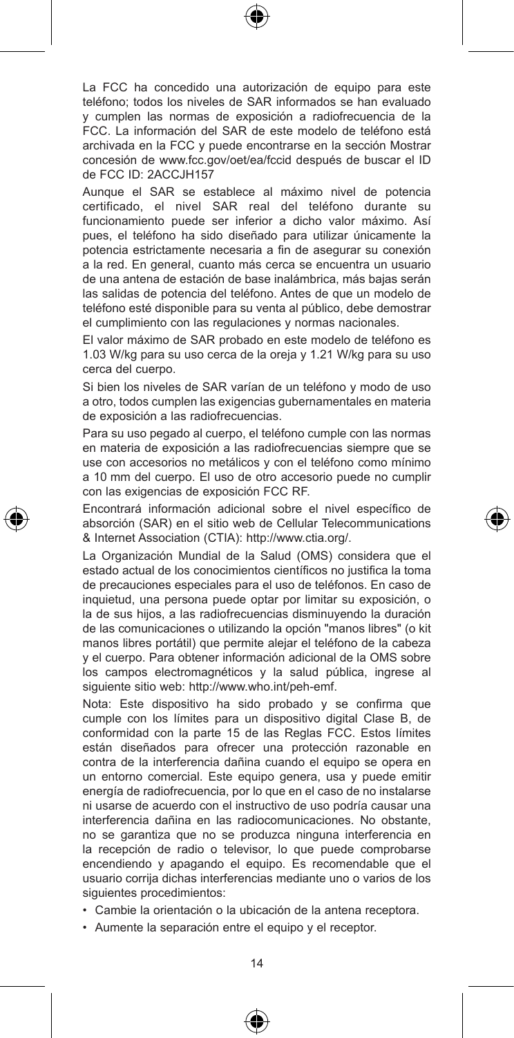La FCC ha concedido una autorización de equipo para este teléfono; todos los niveles de SAR informados se han evaluado y cumplen las normas de exposición a radiofrecuencia de la FCC. La información del SAR de este modelo de teléfono está archivada en la FCC y puede encontrarse en la sección Mostrar concesión de www.fcc.gov/oet/ea/fccid después de buscar el ID de FCC ID: 2ACCJH157

Aunque el SAR se establece al máximo nivel de potencia certificado, el nivel SAR real del teléfono durante su funcionamiento puede ser inferior a dicho valor máximo. Así pues, el teléfono ha sido diseñado para utilizar únicamente la potencia estrictamente necesaria a fin de asegurar su conexión a la red. En general, cuanto más cerca se encuentra un usuario de una antena de estación de base inalámbrica, más bajas serán las salidas de potencia del teléfono. Antes de que un modelo de teléfono esté disponible para su venta al público, debe demostrar el cumplimiento con las regulaciones y normas nacionales.

El valor máximo de SAR probado en este modelo de teléfono es 1.03 W/kg para su uso cerca de la oreja y 1.21 W/kg para su uso cerca del cuerpo.

Si bien los niveles de SAR varían de un teléfono y modo de uso a otro, todos cumplen las exigencias gubernamentales en materia de exposición a las radiofrecuencias.

Para su uso pegado al cuerpo, el teléfono cumple con las normas en materia de exposición a las radiofrecuencias siempre que se use con accesorios no metálicos y con el teléfono como mínimo a 10 mm del cuerpo. El uso de otro accesorio puede no cumplir con las exigencias de exposición FCC RF.

Encontrará información adicional sobre el nivel específico de absorción (SAR) en el sitio web de Cellular Telecommunications & Internet Association (CTIA): http://www.ctia.org/.

La Organización Mundial de la Salud (OMS) considera que el estado actual de los conocimientos científicos no justifica la toma de precauciones especiales para el uso de teléfonos. En caso de inquietud, una persona puede optar por limitar su exposición, o la de sus hijos, a las radiofrecuencias disminuyendo la duración de las comunicaciones o utilizando la opción "manos libres" (o kit manos libres portátil) que permite alejar el teléfono de la cabeza y el cuerpo. Para obtener información adicional de la OMS sobre los campos electromagnéticos y la salud pública, ingrese al siguiente sitio web: http://www.who.int/peh-emf.

Nota: Este dispositivo ha sido probado y se confirma que cumple con los límites para un dispositivo digital Clase B, de conformidad con la parte 15 de las Reglas FCC. Estos límites están diseñados para ofrecer una protección razonable en contra de la interferencia dañina cuando el equipo se opera en un entorno comercial. Este equipo genera, usa y puede emitir energía de radiofrecuencia, por lo que en el caso de no instalarse ni usarse de acuerdo con el instructivo de uso podría causar una interferencia dañina en las radiocomunicaciones. No obstante, no se garantiza que no se produzca ninguna interferencia en la recepción de radio o televisor, lo que puede comprobarse encendiendo y apagando el equipo. Es recomendable que el usuario corrija dichas interferencias mediante uno o varios de los siguientes procedimientos:

- Cambie la orientación o la ubicación de la antena receptora.
- Aumente la separación entre el equipo y el receptor.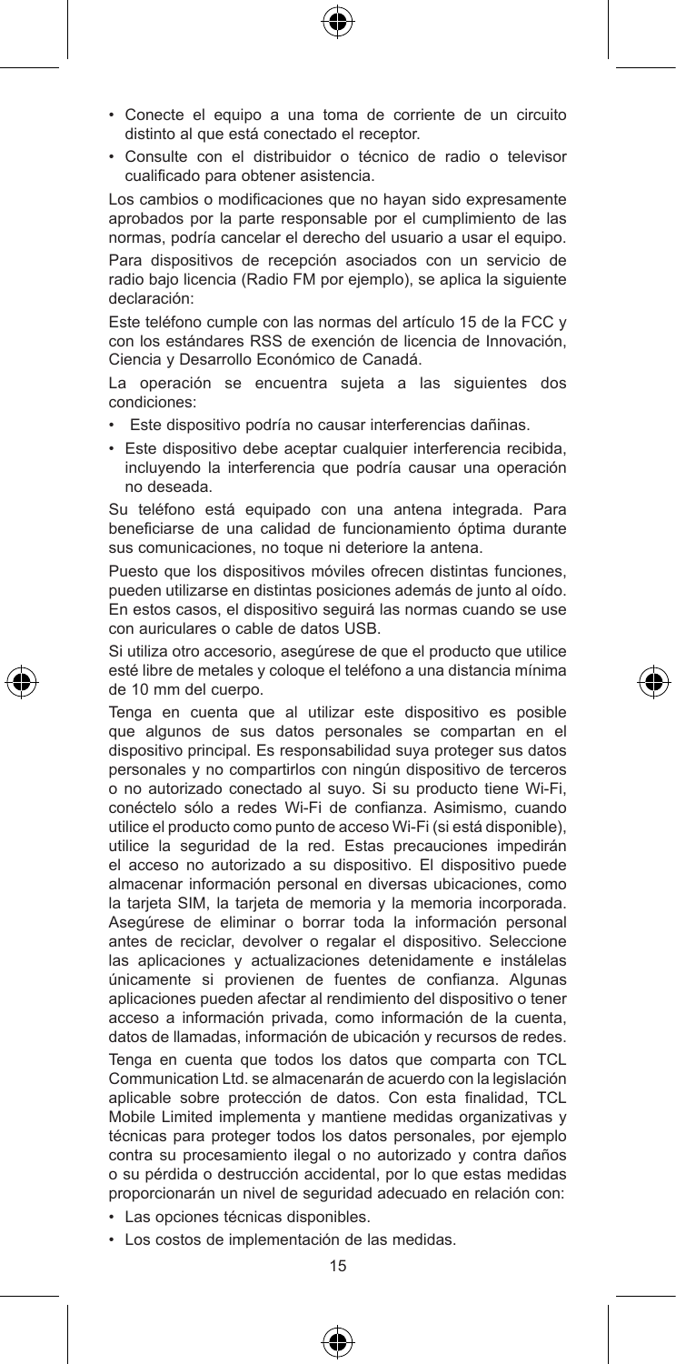- Conecte el equipo a una toma de corriente de un circuito distinto al que está conectado el receptor.
- Consulte con el distribuidor o técnico de radio o televisor cualificado para obtener asistencia.

Los cambios o modificaciones que no hayan sido expresamente aprobados por la parte responsable por el cumplimiento de las normas, podría cancelar el derecho del usuario a usar el equipo.

Para dispositivos de recepción asociados con un servicio de radio bajo licencia (Radio FM por ejemplo), se aplica la siguiente declaración:

Este teléfono cumple con las normas del artículo 15 de la FCC y con los estándares RSS de exención de licencia de Innovación, Ciencia y Desarrollo Económico de Canadá.

La operación se encuentra sujeta a las siguientes dos condiciones:

- Este dispositivo podría no causar interferencias dañinas.
- Este dispositivo debe aceptar cualquier interferencia recibida, incluyendo la interferencia que podría causar una operación no deseada.

Su teléfono está equipado con una antena integrada. Para beneficiarse de una calidad de funcionamiento óptima durante sus comunicaciones, no toque ni deteriore la antena.

Puesto que los dispositivos móviles ofrecen distintas funciones, pueden utilizarse en distintas posiciones además de junto al oído. En estos casos, el dispositivo seguirá las normas cuando se use con auriculares o cable de datos USB.

Si utiliza otro accesorio, asegúrese de que el producto que utilice esté libre de metales y coloque el teléfono a una distancia mínima de 10 mm del cuerpo.

Tenga en cuenta que al utilizar este dispositivo es posible que algunos de sus datos personales se compartan en el dispositivo principal. Es responsabilidad suya proteger sus datos personales y no compartirlos con ningún dispositivo de terceros o no autorizado conectado al suyo. Si su producto tiene Wi-Fi, conéctelo sólo a redes Wi-Fi de confianza. Asimismo, cuando utilice el producto como punto de acceso Wi-Fi (si está disponible), utilice la seguridad de la red. Estas precauciones impedirán el acceso no autorizado a su dispositivo. El dispositivo puede almacenar información personal en diversas ubicaciones, como la tarjeta SIM, la tarjeta de memoria y la memoria incorporada. Asegúrese de eliminar o borrar toda la información personal antes de reciclar, devolver o regalar el dispositivo. Seleccione las aplicaciones y actualizaciones detenidamente e instálelas únicamente si provienen de fuentes de confianza. Algunas aplicaciones pueden afectar al rendimiento del dispositivo o tener acceso a información privada, como información de la cuenta, datos de llamadas, información de ubicación y recursos de redes.

Tenga en cuenta que todos los datos que comparta con TCL Communication Ltd. se almacenarán de acuerdo con la legislación aplicable sobre protección de datos. Con esta finalidad, TCL Mobile Limited implementa y mantiene medidas organizativas y técnicas para proteger todos los datos personales, por ejemplo contra su procesamiento ilegal o no autorizado y contra daños o su pérdida o destrucción accidental, por lo que estas medidas proporcionarán un nivel de seguridad adecuado en relación con:

- Las opciones técnicas disponibles.
- Los costos de implementación de las medidas.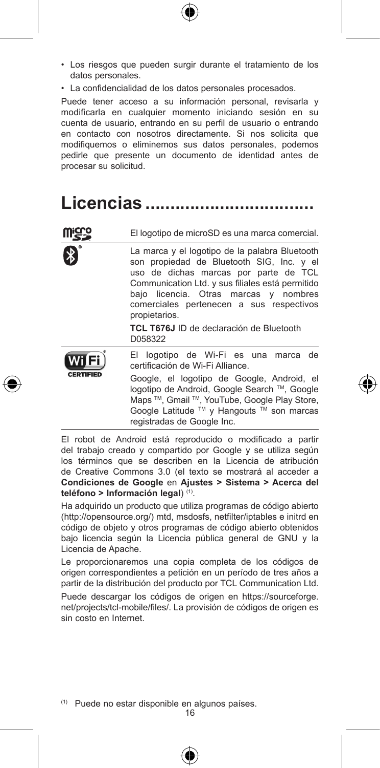- Los riesgos que pueden surgir durante el tratamiento de los datos personales.
- La confidencialidad de los datos personales procesados.

Puede tener acceso a su información personal, revisarla y modificarla en cualquier momento iniciando sesión en su cuenta de usuario, entrando en su perfil de usuario o entrando en contacto con nosotros directamente. Si nos solicita que modifiquemos o eliminemos sus datos personales, podemos pedirle que presente un documento de identidad antes de procesar su solicitud.

# Licencias ................................

El logotipo de microSD es una marca comercial.

La marca y el logotipo de la palabra Bluetooth son propiedad de Bluetooth SIG, Inc. y el uso de dichas marcas por parte de TCL Communication Ltd. y sus filiales está permitido bajo licencia. Otras marcas y nombres comerciales pertenecen a sus respectivos propietarios.

**TCL T676J** ID de declaración de Bluetooth D058322

El logotipo de Wi-Fi es una marca de certificación de Wi-Fi Alliance.

Google, el logotipo de Google, Android, el logotipo de Android, Google Search ™, Google Maps ™, Gmail ™, YouTube, Google Play Store, Google Latitude ™ y Hangouts ™ son marcas registradas de Google Inc.

El robot de Android está reproducido o modificado a partir del trabajo creado y compartido por Google y se utiliza según los términos que se describen en la Licencia de atribución de Creative Commons 3.0 (el texto se mostrará al acceder a **Condiciones de Google** en **Ajustes > Sistema > Acerca del teléfono > Información legal**) (1).

Ha adquirido un producto que utiliza programas de código abierto (http://opensource.org/) mtd, msdosfs, netfilter/iptables e initrd en código de objeto y otros programas de código abierto obtenidos bajo licencia según la Licencia pública general de GNU y la Licencia de Apache.

Le proporcionaremos una copia completa de los códigos de origen correspondientes a petición en un período de tres años a partir de la distribución del producto por TCL Communication Ltd.

Puede descargar los códigos de origen en https://sourceforge.net/projects/tcl-mobile/files/. La provisión de códigos de origen es sin costo en Internet.

(1) Puede no estar disponible en algunos países.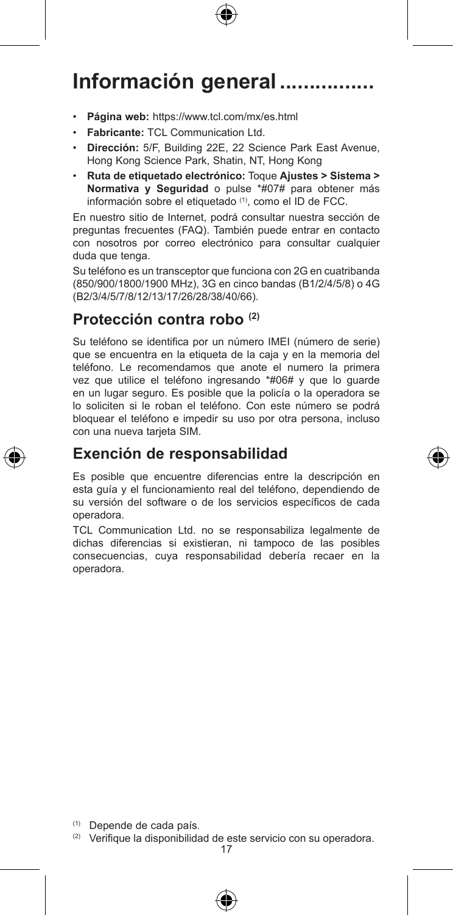# Información general

- **Página web:** https://www.tcl.com/mx/es.html
- **Fabricante:** TCL Communication Ltd.
- **Dirección:** 5/F, Building 22E, 22 Science Park East Avenue, Hong Kong Science Park, Shatin, NT, Hong Kong
- **Ruta de etiquetado electrónico:** Toque **Ajustes > Sistema > Normativa y Seguridad** o pulse *#07# para obtener más información sobre el etiquetado [1], como el ID de FCC.

En nuestro sitio de Internet, podrá consultar nuestra sección de preguntas frecuentes (FAQ). También puede entrar en contacto con nosotros por correo electrónico para consultar cualquier duda que tenga.

Su teléfono es un transceptor que funciona con 2G en cuatribanda (850/900/1800/1900 MHz), 3G en cinco bandas (B1/2/4/5/8) o 4G (B2/3/4/5/7/8/12/13/17/26/28/38/40/66).

## Protección contra robo [2]

Su teléfono se identifica por un número IMEI (número de serie) que se encuentra en la etiqueta de la caja y en la memoria del teléfono. Le recomendamos que anote el numero la primera vez que utilice el teléfono ingresando *#06# y que lo guarde en un lugar seguro. Es posible que la policía o la operadora se lo soliciten si le roban el teléfono. Con este número se podrá bloquear el teléfono e impedir su uso por otra persona, incluso con una nueva tarjeta SIM.

## Exención de responsabilidad

Es posible que encuentre diferencias entre la descripción en esta guía y el funcionamiento real del teléfono, dependiendo de su versión del software o de los servicios específicos de cada operadora.

TCL Communication Ltd. no se responsabiliza legalmente de dichas diferencias si existieran, ni tampoco de las posibles consecuencias, cuya responsabilidad debería recaer en la operadora.

[1] Depende de cada país.

[2] Verifique la disponibilidad de este servicio con su operadora.